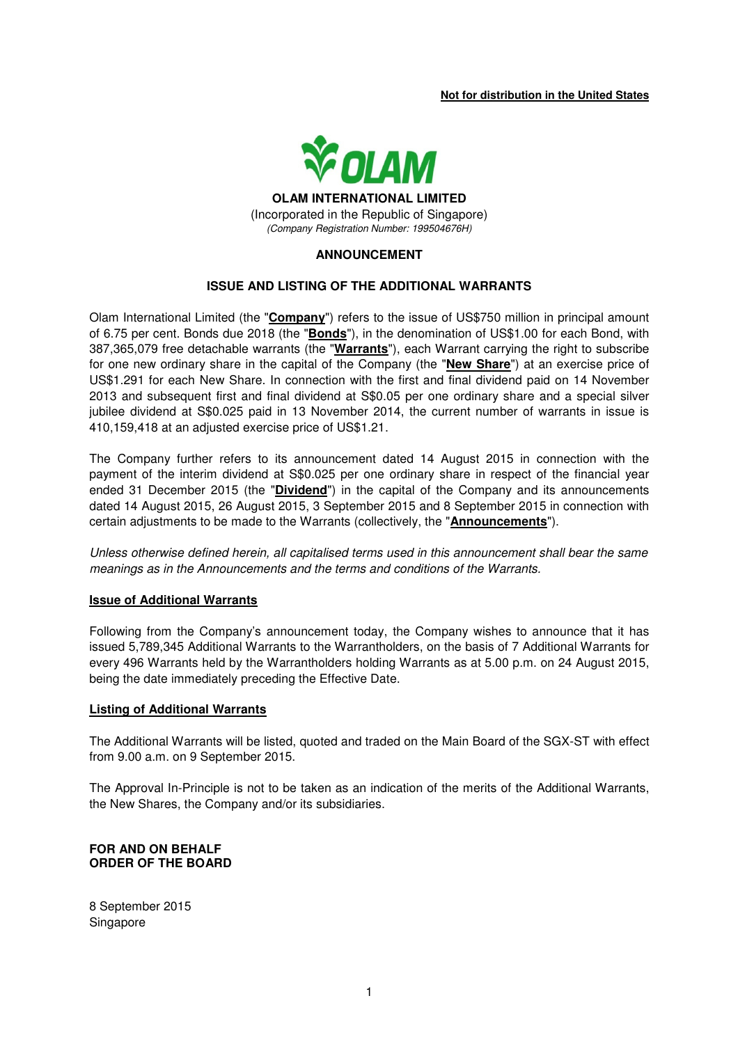**Not for distribution in the United States**

**OLAM INTERNATIONAL LIMITED**
(Incorporated in the Republic of Singapore)
*(Company Registration Number: 199504676H)*

## ANNOUNCEMENT

## ISSUE AND LISTING OF THE ADDITIONAL WARRANTS

Olam International Limited (the "**Company**") refers to the issue of US$750 million in principal amount of 6.75 per cent. Bonds due 2018 (the "**Bonds**"), in the denomination of US$1.00 for each Bond, with 387,365,079 free detachable warrants (the "**Warrants**"), each Warrant carrying the right to subscribe for one new ordinary share in the capital of the Company (the "**New Share**") at an exercise price of US$1.291 for each New Share. In connection with the first and final dividend paid on 14 November 2013 and subsequent first and final dividend at S$0.05 per one ordinary share and a special silver jubilee dividend at S$0.025 paid in 13 November 2014, the current number of warrants in issue is 410,159,418 at an adjusted exercise price of US$1.21.

The Company further refers to its announcement dated 14 August 2015 in connection with the payment of the interim dividend at S$0.025 per one ordinary share in respect of the financial year ended 31 December 2015 (the "**Dividend**") in the capital of the Company and its announcements dated 14 August 2015, 26 August 2015, 3 September 2015 and 8 September 2015 in connection with certain adjustments to be made to the Warrants (collectively, the "**Announcements**").

*Unless otherwise defined herein, all capitalised terms used in this announcement shall bear the same meanings as in the Announcements and the terms and conditions of the Warrants.*

**Issue of Additional Warrants**

Following from the Company's announcement today, the Company wishes to announce that it has issued 5,789,345 Additional Warrants to the Warrantholders, on the basis of 7 Additional Warrants for every 496 Warrants held by the Warrantholders holding Warrants as at 5.00 p.m. on 24 August 2015, being the date immediately preceding the Effective Date.

**Listing of Additional Warrants**

The Additional Warrants will be listed, quoted and traded on the Main Board of the SGX-ST with effect from 9.00 a.m. on 9 September 2015.

The Approval In-Principle is not to be taken as an indication of the merits of the Additional Warrants, the New Shares, the Company and/or its subsidiaries.

**FOR AND ON BEHALF**
**ORDER OF THE BOARD**

8 September 2015
Singapore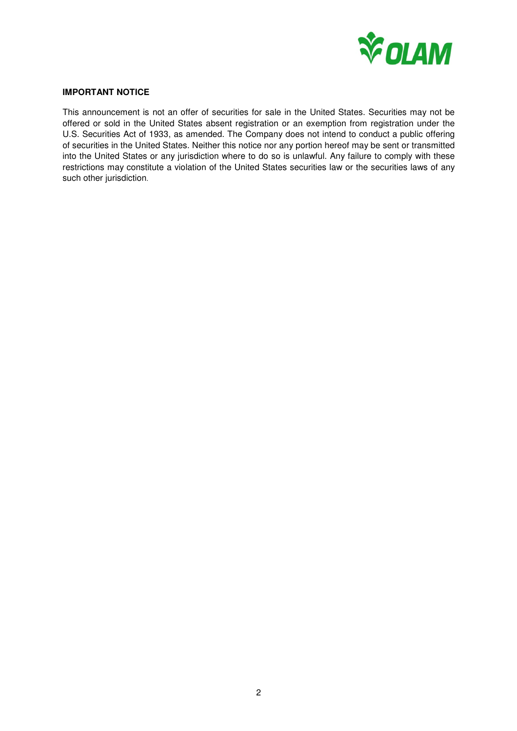**IMPORTANT NOTICE**

This announcement is not an offer of securities for sale in the United States. Securities may not be offered or sold in the United States absent registration or an exemption from registration under the U.S. Securities Act of 1933, as amended. The Company does not intend to conduct a public offering of securities in the United States. Neither this notice nor any portion hereof may be sent or transmitted into the United States or any jurisdiction where to do so is unlawful. Any failure to comply with these restrictions may constitute a violation of the United States securities law or the securities laws of any such other jurisdiction.